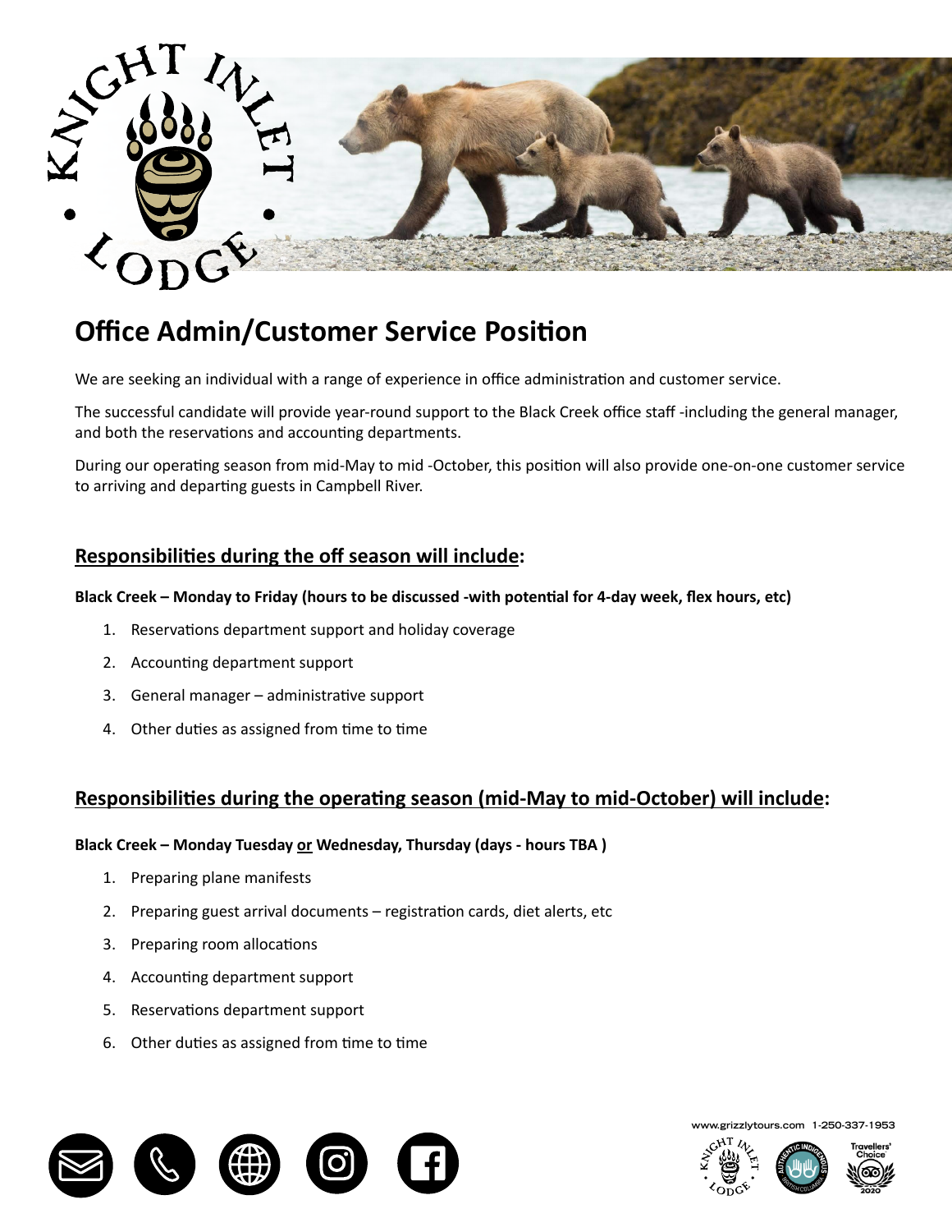# Office Admin/Customer Service Position

We are seeking an individual with a range of experience in office administration and customer service.

The successful candidate will provide year-round support to the Black Creek office staff -including the general manager, and both the reservations and accounting departments.

During our operating season from mid-May to mid -October, this position will also provide one-on-one customer service to arriving and departing guests in Campbell River.

## Responsibilities during the off season will include:

**Black Creek – Monday to Friday (hours to be discussed -with potential for 4-day week, flex hours, etc)**

1. Reservations department support and holiday coverage
2. Accounting department support
3. General manager – administrative support
4. Other duties as assigned from time to time

## Responsibilities during the operating season (mid-May to mid-October) will include:

**Black Creek – Monday Tuesday or Wednesday, Thursday (days - hours TBA )**

1. Preparing plane manifests
2. Preparing guest arrival documents – registration cards, diet alerts, etc
3. Preparing room allocations
4. Accounting department support
5. Reservations department support
6. Other duties as assigned from time to time

www.grizzlytours.com 1-250-337-1953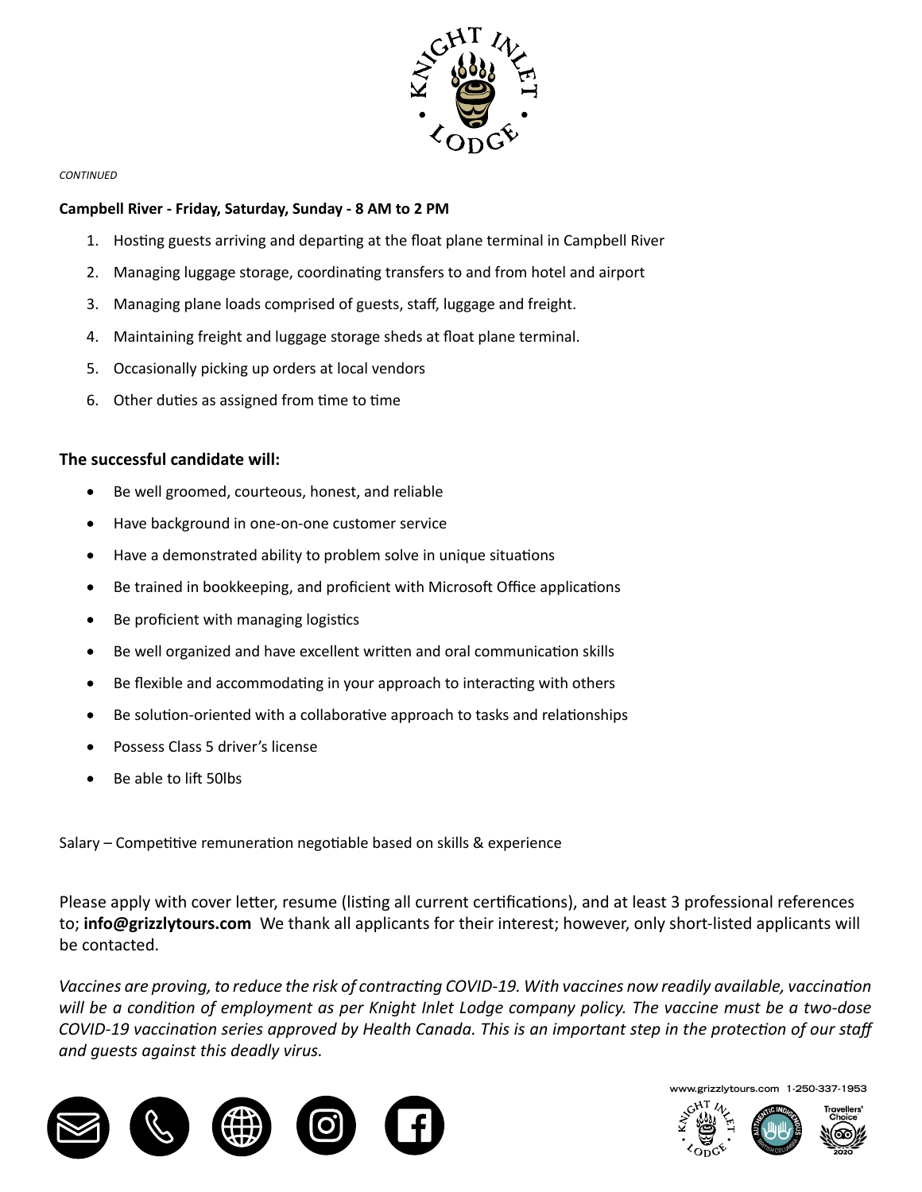*CONTINUED*

**Campbell River - Friday, Saturday, Sunday - 8 AM to 2 PM**

1. Hosting guests arriving and departing at the float plane terminal in Campbell River
2. Managing luggage storage, coordinating transfers to and from hotel and airport
3. Managing plane loads comprised of guests, staff, luggage and freight.
4. Maintaining freight and luggage storage sheds at float plane terminal.
5. Occasionally picking up orders at local vendors
6. Other duties as assigned from time to time

**The successful candidate will:**

- Be well groomed, courteous, honest, and reliable
- Have background in one-on-one customer service
- Have a demonstrated ability to problem solve in unique situations
- Be trained in bookkeeping, and proficient with Microsoft Office applications
- Be proficient with managing logistics
- Be well organized and have excellent written and oral communication skills
- Be flexible and accommodating in your approach to interacting with others
- Be solution-oriented with a collaborative approach to tasks and relationships
- Possess Class 5 driver's license
- Be able to lift 50lbs

Salary – Competitive remuneration negotiable based on skills & experience

Please apply with cover letter, resume (listing all current certifications), and at least 3 professional references to; **info@grizzlytours.com** We thank all applicants for their interest; however, only short-listed applicants will be contacted.

*Vaccines are proving, to reduce the risk of contracting COVID-19. With vaccines now readily available, vaccination will be a condition of employment as per Knight Inlet Lodge company policy. The vaccine must be a two-dose COVID-19 vaccination series approved by Health Canada. This is an important step in the protection of our staff and guests against this deadly virus.*

www.grizzlytours.com 1-250-337-1953